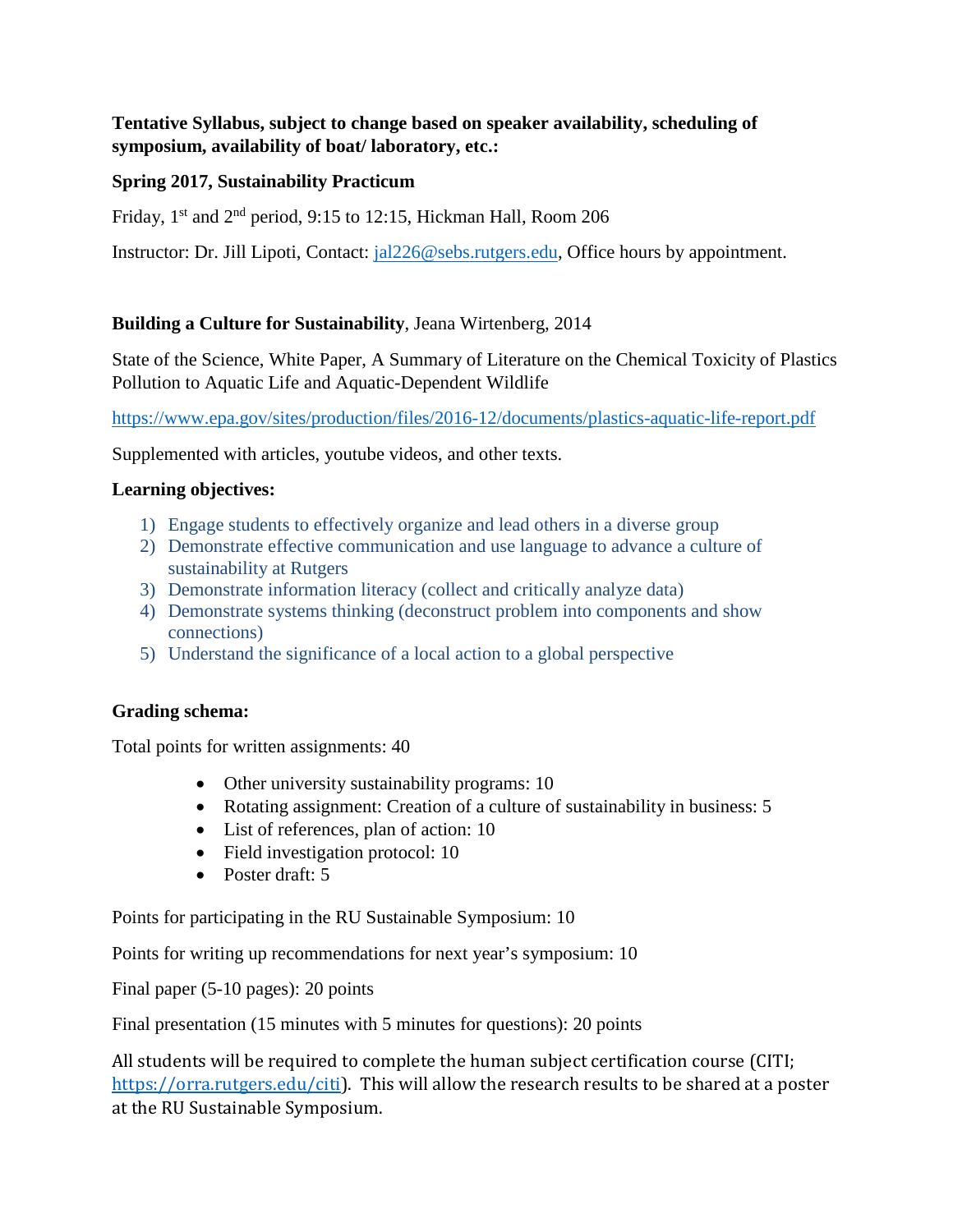**Tentative Syllabus, subject to change based on speaker availability, scheduling of symposium, availability of boat/ laboratory, etc.:**

**Spring 2017, Sustainability Practicum**

Friday, 1st and 2nd period, 9:15 to 12:15, Hickman Hall, Room 206

Instructor: Dr. Jill Lipoti, Contact: jal226@sebs.rutgers.edu, Office hours by appointment.

**Building a Culture for Sustainability**, Jeana Wirtenberg, 2014

State of the Science, White Paper, A Summary of Literature on the Chemical Toxicity of Plastics Pollution to Aquatic Life and Aquatic-Dependent Wildlife

https://www.epa.gov/sites/production/files/2016-12/documents/plastics-aquatic-life-report.pdf

Supplemented with articles, youtube videos, and other texts.

**Learning objectives:**

1) Engage students to effectively organize and lead others in a diverse group
2) Demonstrate effective communication and use language to advance a culture of sustainability at Rutgers
3) Demonstrate information literacy (collect and critically analyze data)
4) Demonstrate systems thinking (deconstruct problem into components and show connections)
5) Understand the significance of a local action to a global perspective

**Grading schema:**

Total points for written assignments: 40

- Other university sustainability programs: 10
- Rotating assignment: Creation of a culture of sustainability in business: 5
- List of references, plan of action: 10
- Field investigation protocol: 10
- Poster draft: 5

Points for participating in the RU Sustainable Symposium: 10

Points for writing up recommendations for next year's symposium: 10

Final paper (5-10 pages): 20 points

Final presentation (15 minutes with 5 minutes for questions): 20 points

All students will be required to complete the human subject certification course (CITI; https://orra.rutgers.edu/citi). This will allow the research results to be shared at a poster at the RU Sustainable Symposium.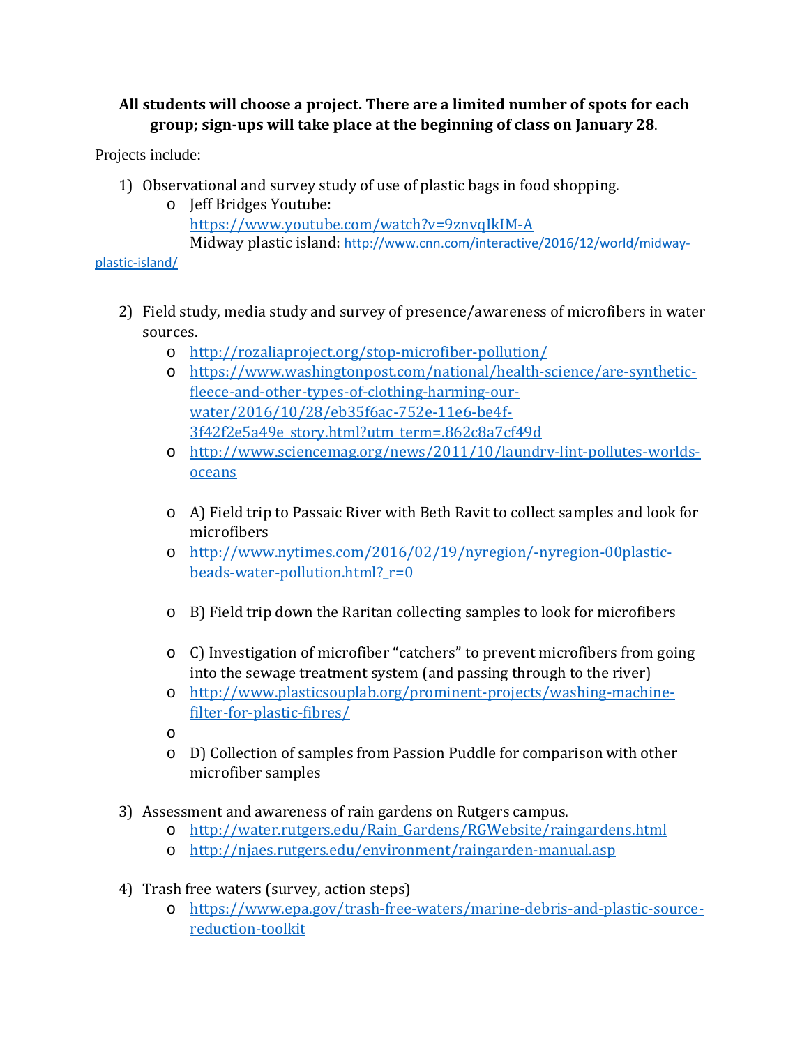**All students will choose a project. There are a limited number of spots for each group; sign-ups will take place at the beginning of class on January 28**.

Projects include:

1) Observational and survey study of use of plastic bags in food shopping.
   - Jeff Bridges Youtube: https://www.youtube.com/watch?v=9znvqIkIM-A
     Midway plastic island: http://www.cnn.com/interactive/2016/12/world/midway-plastic-island/

2) Field study, media study and survey of presence/awareness of microfibers in water sources.
   - http://rozaliaproject.org/stop-microfiber-pollution/
   - https://www.washingtonpost.com/national/health-science/are-synthetic-fleece-and-other-types-of-clothing-harming-our-water/2016/10/28/eb35f6ac-752e-11e6-be4f-3f42f2e5a49e_story.html?utm_term=.862c8a7cf49d
   - http://www.sciencemag.org/news/2011/10/laundry-lint-pollutes-worlds-oceans
   - A) Field trip to Passaic River with Beth Ravit to collect samples and look for microfibers
   - http://www.nytimes.com/2016/02/19/nyregion/-nyregion-00plastic-beads-water-pollution.html?_r=0
   - B) Field trip down the Raritan collecting samples to look for microfibers
   - C) Investigation of microfiber "catchers" to prevent microfibers from going into the sewage treatment system (and passing through to the river)
   - http://www.plasticsouplab.org/prominent-projects/washing-machine-filter-for-plastic-fibres/
   - 
   - D) Collection of samples from Passion Puddle for comparison with other microfiber samples

3) Assessment and awareness of rain gardens on Rutgers campus.
   - http://water.rutgers.edu/Rain_Gardens/RGWebsite/raingardens.html
   - http://njaes.rutgers.edu/environment/raingarden-manual.asp

4) Trash free waters (survey, action steps)
   - https://www.epa.gov/trash-free-waters/marine-debris-and-plastic-source-reduction-toolkit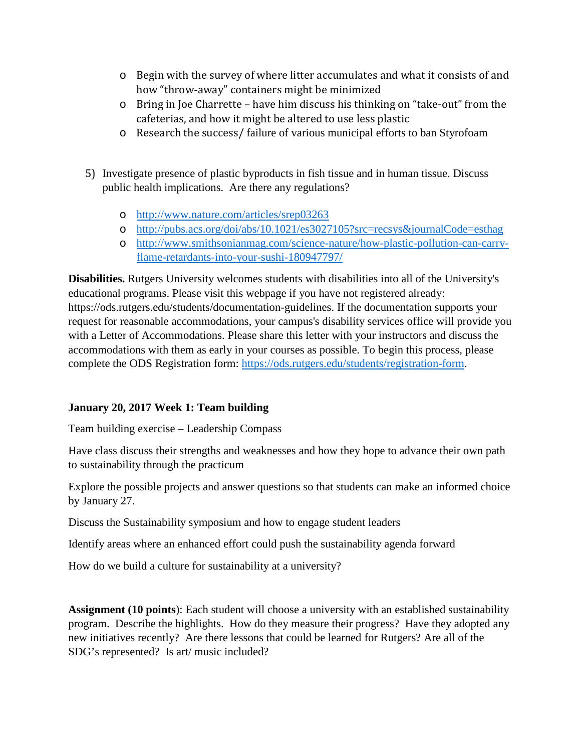- Begin with the survey of where litter accumulates and what it consists of and how "throw-away" containers might be minimized
- Bring in Joe Charrette – have him discuss his thinking on "take-out" from the cafeterias, and how it might be altered to use less plastic
- Research the success/ failure of various municipal efforts to ban Styrofoam

5) Investigate presence of plastic byproducts in fish tissue and in human tissue. Discuss public health implications. Are there any regulations?

   - http://www.nature.com/articles/srep03263
   - http://pubs.acs.org/doi/abs/10.1021/es3027105?src=recsys&journalCode=esthag
   - http://www.smithsonianmag.com/science-nature/how-plastic-pollution-can-carry-flame-retardants-into-your-sushi-180947797/

**Disabilities.** Rutgers University welcomes students with disabilities into all of the University's educational programs. Please visit this webpage if you have not registered already: https://ods.rutgers.edu/students/documentation-guidelines. If the documentation supports your request for reasonable accommodations, your campus's disability services office will provide you with a Letter of Accommodations. Please share this letter with your instructors and discuss the accommodations with them as early in your courses as possible. To begin this process, please complete the ODS Registration form: https://ods.rutgers.edu/students/registration-form.

**January 20, 2017 Week 1: Team building**

Team building exercise – Leadership Compass

Have class discuss their strengths and weaknesses and how they hope to advance their own path to sustainability through the practicum

Explore the possible projects and answer questions so that students can make an informed choice by January 27.

Discuss the Sustainability symposium and how to engage student leaders

Identify areas where an enhanced effort could push the sustainability agenda forward

How do we build a culture for sustainability at a university?

**Assignment (10 points)**: Each student will choose a university with an established sustainability program. Describe the highlights. How do they measure their progress? Have they adopted any new initiatives recently? Are there lessons that could be learned for Rutgers? Are all of the SDG's represented? Is art/ music included?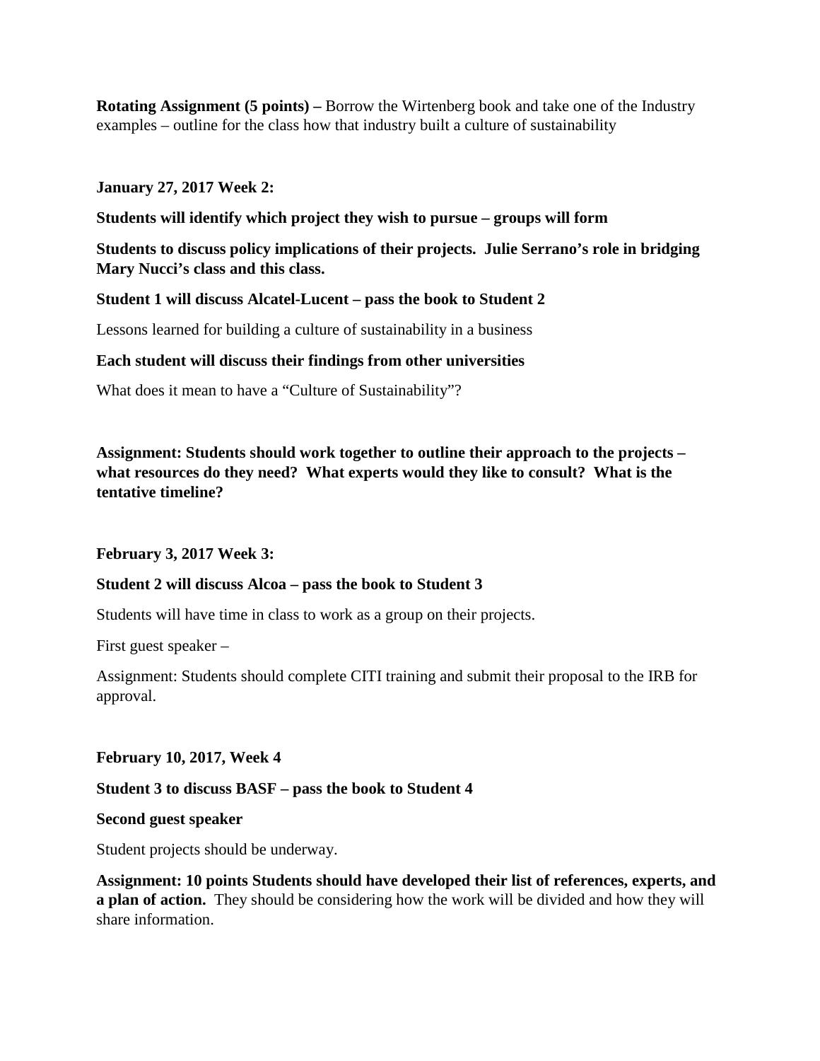**Rotating Assignment (5 points) –** Borrow the Wirtenberg book and take one of the Industry examples – outline for the class how that industry built a culture of sustainability

**January 27, 2017 Week 2:**

**Students will identify which project they wish to pursue – groups will form**

**Students to discuss policy implications of their projects. Julie Serrano's role in bridging Mary Nucci's class and this class.**

**Student 1 will discuss Alcatel-Lucent – pass the book to Student 2**

Lessons learned for building a culture of sustainability in a business

**Each student will discuss their findings from other universities**

What does it mean to have a "Culture of Sustainability"?

**Assignment: Students should work together to outline their approach to the projects – what resources do they need? What experts would they like to consult? What is the tentative timeline?**

**February 3, 2017 Week 3:**

**Student 2 will discuss Alcoa – pass the book to Student 3**

Students will have time in class to work as a group on their projects.

First guest speaker –

Assignment: Students should complete CITI training and submit their proposal to the IRB for approval.

**February 10, 2017, Week 4**

**Student 3 to discuss BASF – pass the book to Student 4**

**Second guest speaker**

Student projects should be underway.

**Assignment: 10 points Students should have developed their list of references, experts, and a plan of action.** They should be considering how the work will be divided and how they will share information.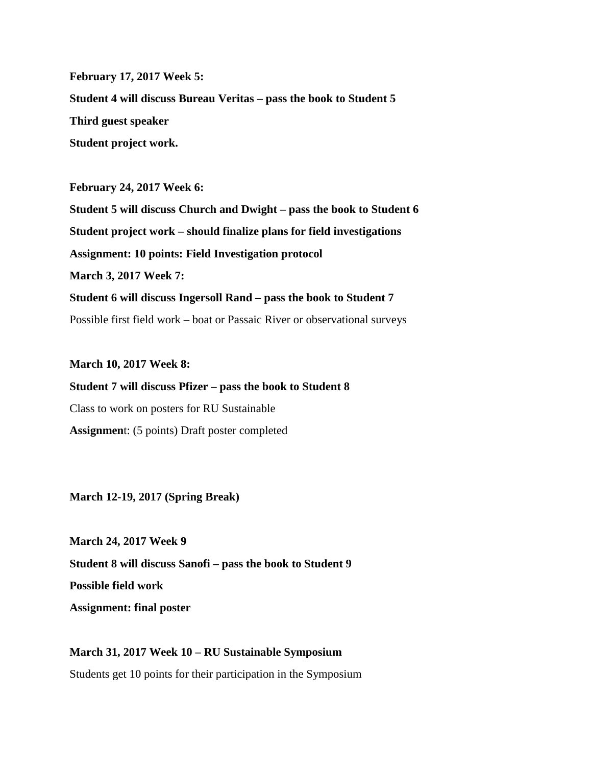**February 17, 2017 Week 5:**

**Student 4 will discuss Bureau Veritas – pass the book to Student 5**

**Third guest speaker**

**Student project work.**

**February 24, 2017 Week 6:**

**Student 5 will discuss Church and Dwight – pass the book to Student 6**

**Student project work – should finalize plans for field investigations**

**Assignment: 10 points: Field Investigation protocol**

**March 3, 2017 Week 7:**

**Student 6 will discuss Ingersoll Rand – pass the book to Student 7**

Possible first field work – boat or Passaic River or observational surveys

**March 10, 2017 Week 8:**

**Student 7 will discuss Pfizer – pass the book to Student 8**

Class to work on posters for RU Sustainable

**Assignmen**t: (5 points) Draft poster completed

**March 12-19, 2017 (Spring Break)**

**March 24, 2017 Week 9**

**Student 8 will discuss Sanofi – pass the book to Student 9**

**Possible field work**

**Assignment: final poster**

**March 31, 2017 Week 10 – RU Sustainable Symposium**

Students get 10 points for their participation in the Symposium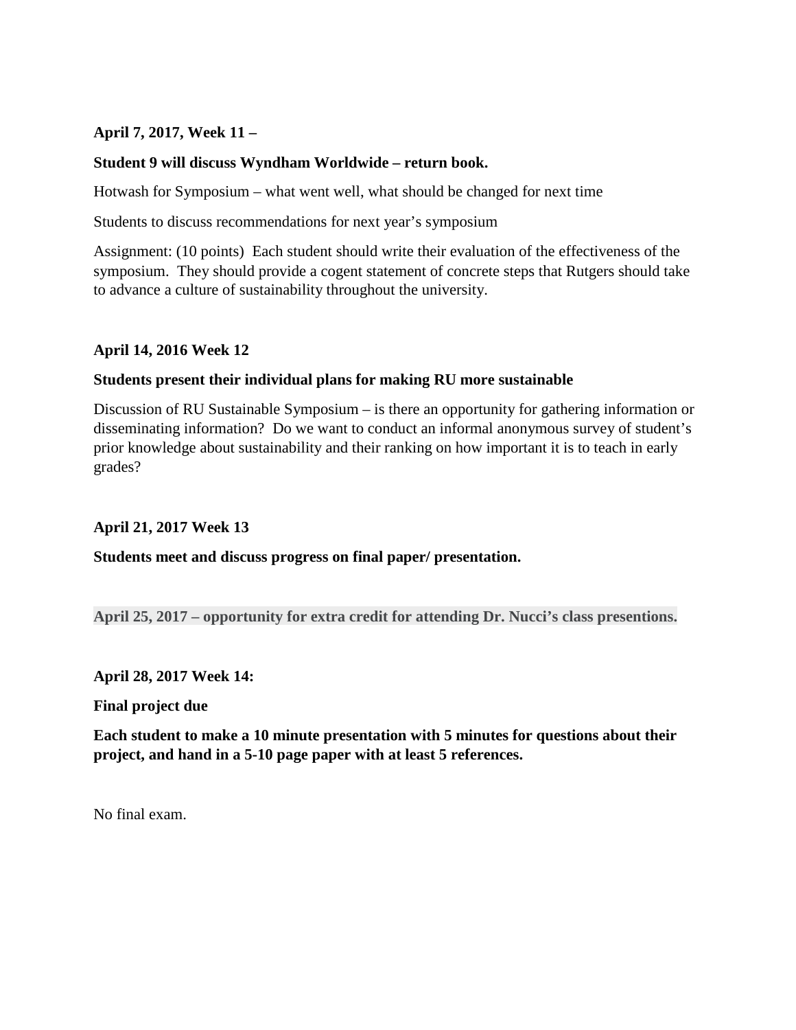**April 7, 2017, Week 11 –**

**Student 9 will discuss Wyndham Worldwide – return book.**

Hotwash for Symposium – what went well, what should be changed for next time

Students to discuss recommendations for next year's symposium

Assignment: (10 points) Each student should write their evaluation of the effectiveness of the symposium. They should provide a cogent statement of concrete steps that Rutgers should take to advance a culture of sustainability throughout the university.

**April 14, 2016 Week 12**

**Students present their individual plans for making RU more sustainable**

Discussion of RU Sustainable Symposium – is there an opportunity for gathering information or disseminating information? Do we want to conduct an informal anonymous survey of student's prior knowledge about sustainability and their ranking on how important it is to teach in early grades?

**April 21, 2017 Week 13**

**Students meet and discuss progress on final paper/ presentation.**

**April 25, 2017 – opportunity for extra credit for attending Dr. Nucci's class presentions.**

**April 28, 2017 Week 14:**

**Final project due**

**Each student to make a 10 minute presentation with 5 minutes for questions about their project, and hand in a 5-10 page paper with at least 5 references.**

No final exam.